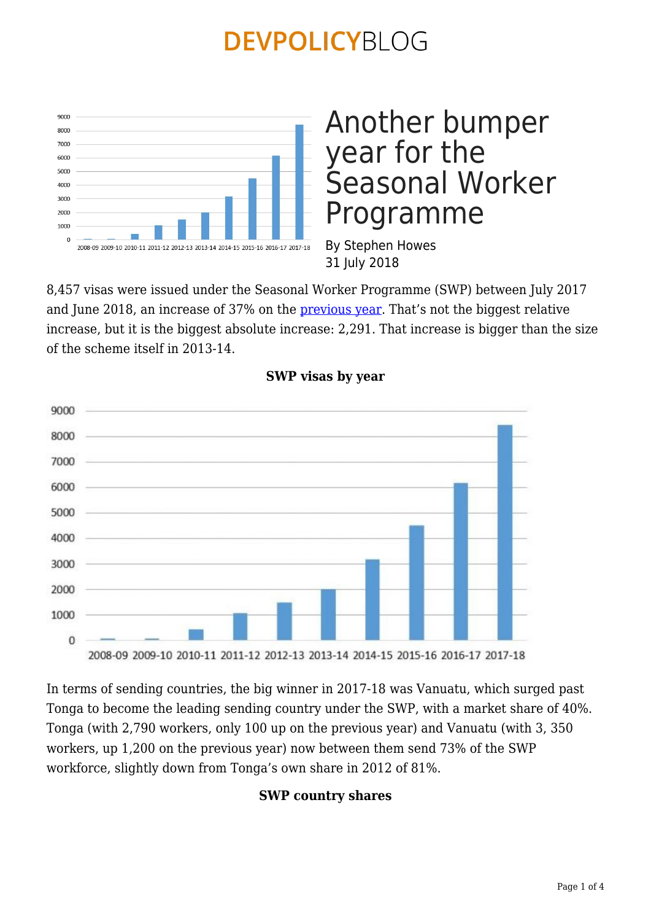# Another bumper year for the Seasonal Worker Programme

By Stephen Howes
31 July 2018

8,457 visas were issued under the Seasonal Worker Programme (SWP) between July 2017 and June 2018, an increase of 37% on the previous year. That's not the biggest relative increase, but it is the biggest absolute increase: 2,291. That increase is bigger than the size of the scheme itself in 2013-14.

**SWP visas by year**

In terms of sending countries, the big winner in 2017-18 was Vanuatu, which surged past Tonga to become the leading sending country under the SWP, with a market share of 40%. Tonga (with 2,790 workers, only 100 up on the previous year) and Vanuatu (with 3, 350 workers, up 1,200 on the previous year) now between them send 73% of the SWP workforce, slightly down from Tonga's own share in 2012 of 81%.

**SWP country shares**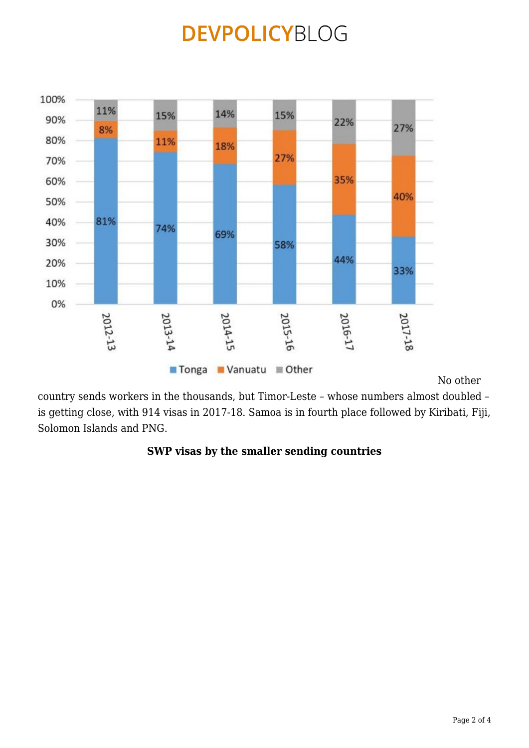| | 2012-13 | 2013-14 | 2014-15 | 2015-16 | 2016-17 | 2017-18 |
|---|---|---|---|---|---|---|
| Tonga | 81% | 74% | 69% | 58% | 44% | 33% |
| Vanuatu | 8% | 11% | 18% | 27% | 35% | 40% |
| Other | 11% | 15% | 14% | 15% | 22% | 27% |

No other country sends workers in the thousands, but Timor-Leste – whose numbers almost doubled – is getting close, with 914 visas in 2017-18. Samoa is in fourth place followed by Kiribati, Fiji, Solomon Islands and PNG.

**SWP visas by the smaller sending countries**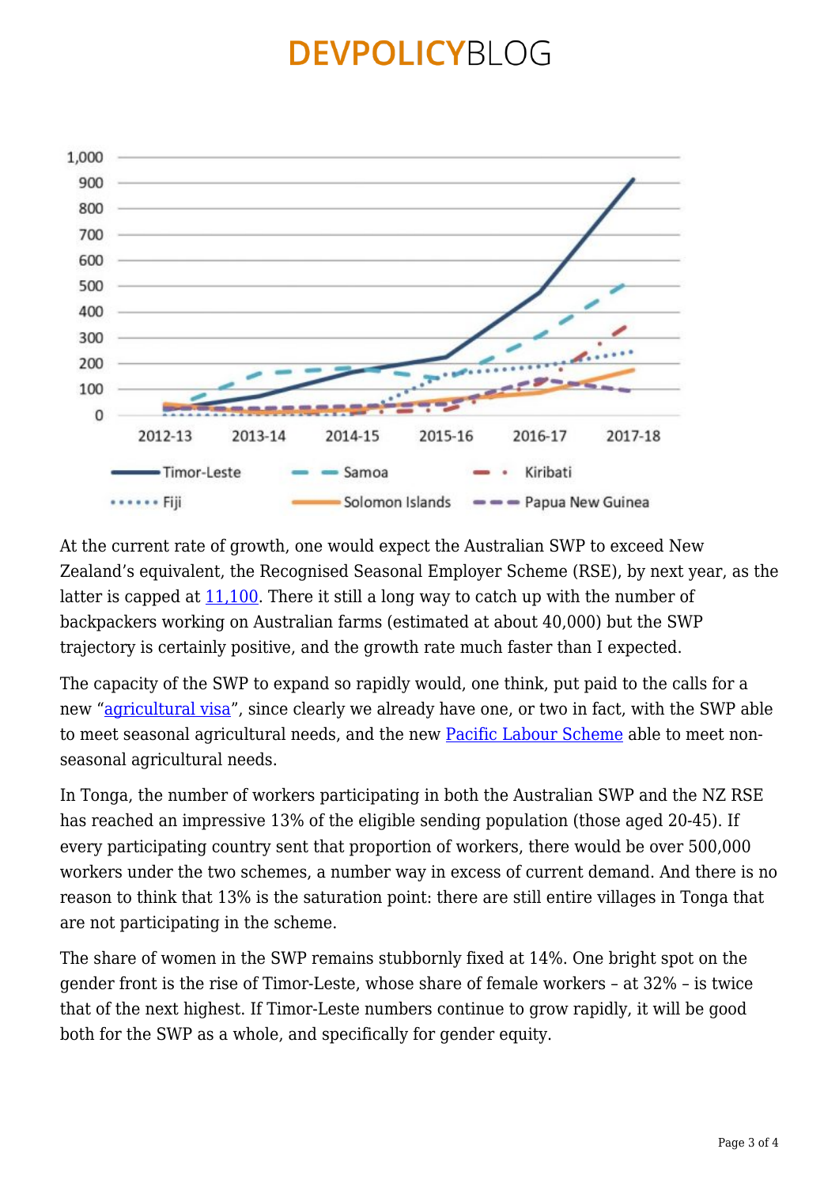At the current rate of growth, one would expect the Australian SWP to exceed New Zealand's equivalent, the Recognised Seasonal Employer Scheme (RSE), by next year, as the latter is capped at 11,100. There it still a long way to catch up with the number of backpackers working on Australian farms (estimated at about 40,000) but the SWP trajectory is certainly positive, and the growth rate much faster than I expected.

The capacity of the SWP to expand so rapidly would, one think, put paid to the calls for a new "agricultural visa", since clearly we already have one, or two in fact, with the SWP able to meet seasonal agricultural needs, and the new Pacific Labour Scheme able to meet non-seasonal agricultural needs.

In Tonga, the number of workers participating in both the Australian SWP and the NZ RSE has reached an impressive 13% of the eligible sending population (those aged 20-45). If every participating country sent that proportion of workers, there would be over 500,000 workers under the two schemes, a number way in excess of current demand. And there is no reason to think that 13% is the saturation point: there are still entire villages in Tonga that are not participating in the scheme.

The share of women in the SWP remains stubbornly fixed at 14%. One bright spot on the gender front is the rise of Timor-Leste, whose share of female workers – at 32% – is twice that of the next highest. If Timor-Leste numbers continue to grow rapidly, it will be good both for the SWP as a whole, and specifically for gender equity.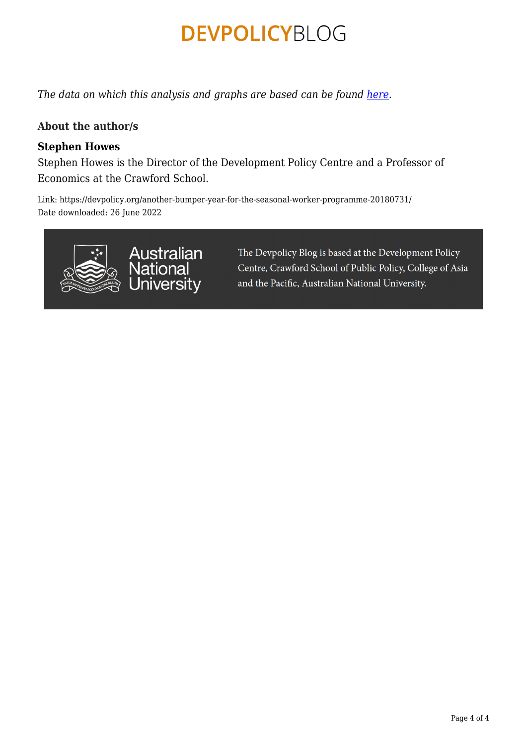*The data on which this analysis and graphs are based can be found here.*

### About the author/s

**Stephen Howes**

Stephen Howes is the Director of the Development Policy Centre and a Professor of Economics at the Crawford School.

Link: https://devpolicy.org/another-bumper-year-for-the-seasonal-worker-programme-20180731/
Date downloaded: 26 June 2022

Australian National University

The Devpolicy Blog is based at the Development Policy Centre, Crawford School of Public Policy, College of Asia and the Pacific, Australian National University.